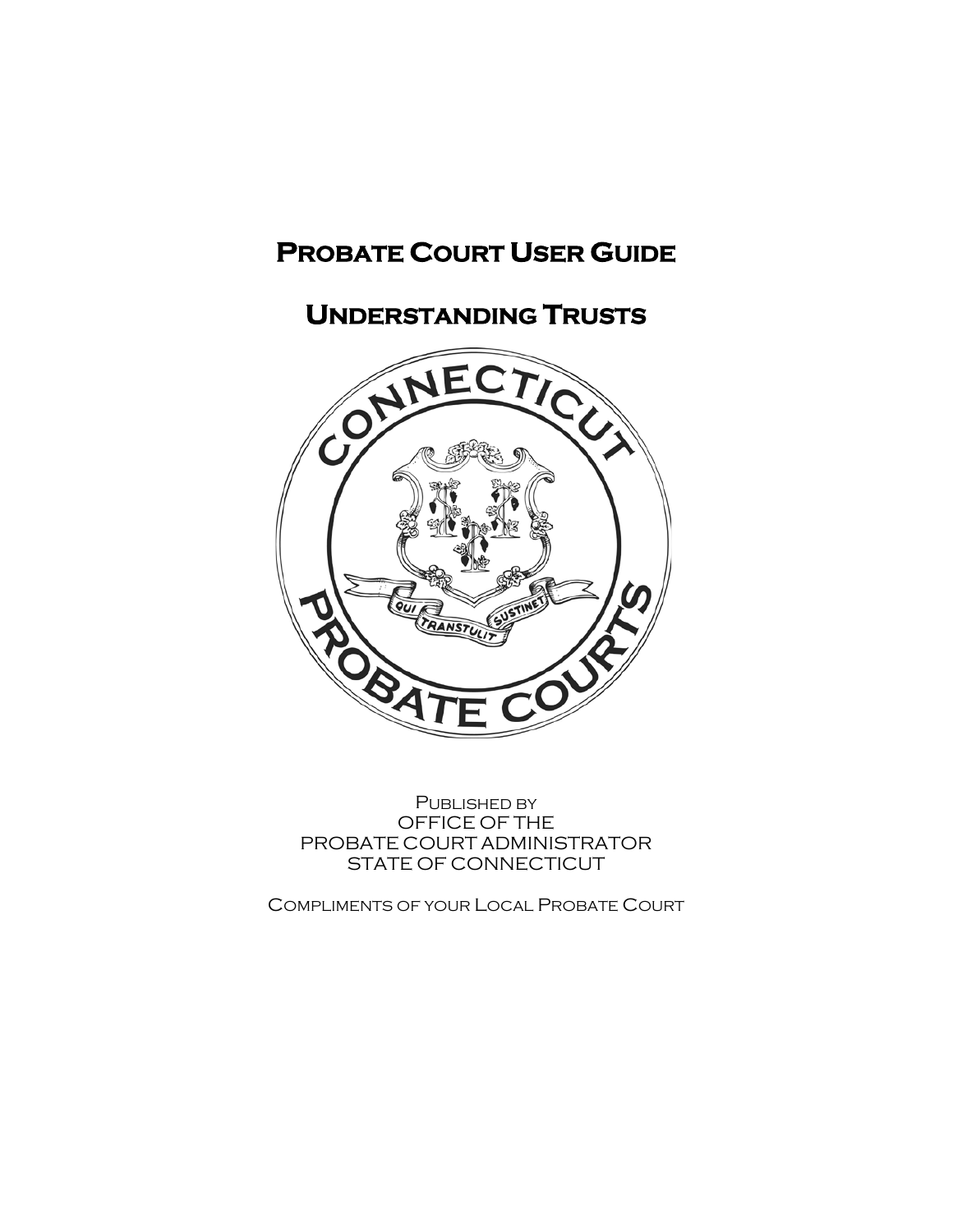# Probate Court User Guide

# Understanding Trusts

Published by
OFFICE OF THE
PROBATE COURT ADMINISTRATOR
STATE OF CONNECTICUT

Compliments of your Local Probate Court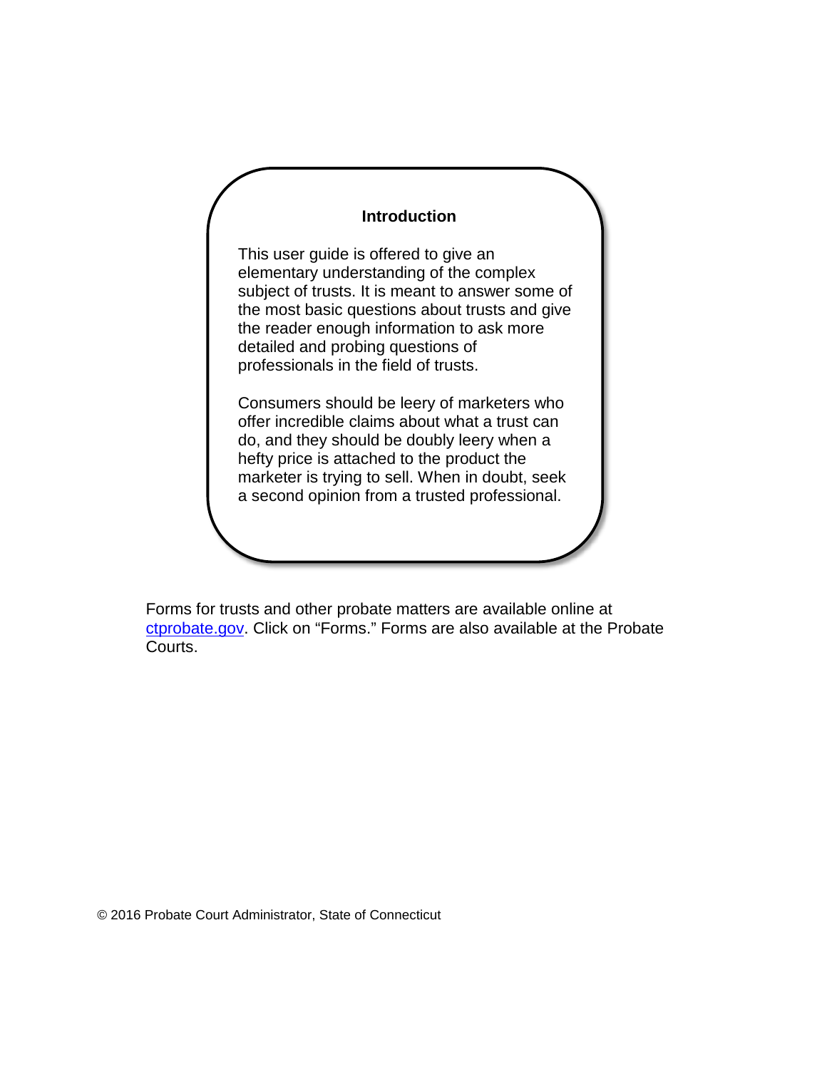## Introduction

This user guide is offered to give an elementary understanding of the complex subject of trusts. It is meant to answer some of the most basic questions about trusts and give the reader enough information to ask more detailed and probing questions of professionals in the field of trusts.

Consumers should be leery of marketers who offer incredible claims about what a trust can do, and they should be doubly leery when a hefty price is attached to the product the marketer is trying to sell. When in doubt, seek a second opinion from a trusted professional.

Forms for trusts and other probate matters are available online at [ctprobate.gov](ctprobate.gov). Click on "Forms." Forms are also available at the Probate Courts.

© 2016 Probate Court Administrator, State of Connecticut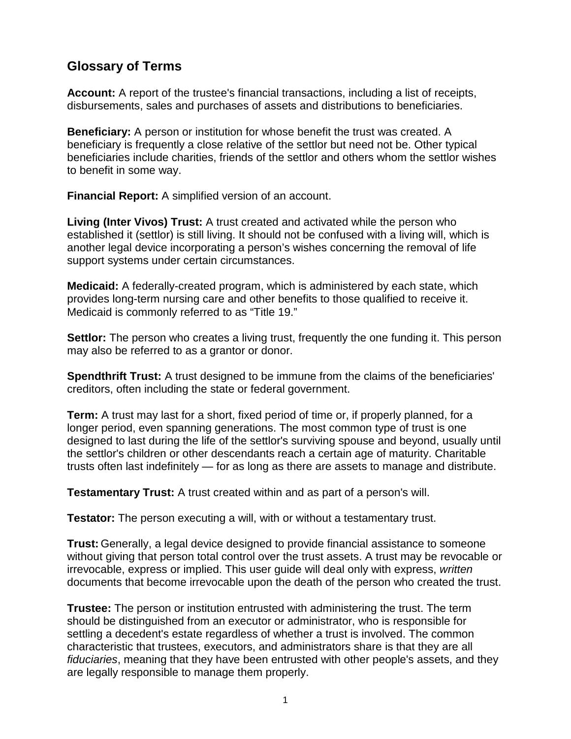## Glossary of Terms

**Account:** A report of the trustee's financial transactions, including a list of receipts, disbursements, sales and purchases of assets and distributions to beneficiaries.

**Beneficiary:** A person or institution for whose benefit the trust was created. A beneficiary is frequently a close relative of the settlor but need not be. Other typical beneficiaries include charities, friends of the settlor and others whom the settlor wishes to benefit in some way.

**Financial Report:** A simplified version of an account.

**Living (Inter Vivos) Trust:** A trust created and activated while the person who established it (settlor) is still living. It should not be confused with a living will, which is another legal device incorporating a person's wishes concerning the removal of life support systems under certain circumstances.

**Medicaid:** A federally-created program, which is administered by each state, which provides long-term nursing care and other benefits to those qualified to receive it. Medicaid is commonly referred to as "Title 19."

**Settlor:** The person who creates a living trust, frequently the one funding it. This person may also be referred to as a grantor or donor.

**Spendthrift Trust:** A trust designed to be immune from the claims of the beneficiaries' creditors, often including the state or federal government.

**Term:** A trust may last for a short, fixed period of time or, if properly planned, for a longer period, even spanning generations. The most common type of trust is one designed to last during the life of the settlor's surviving spouse and beyond, usually until the settlor's children or other descendants reach a certain age of maturity. Charitable trusts often last indefinitely — for as long as there are assets to manage and distribute.

**Testamentary Trust:** A trust created within and as part of a person's will.

**Testator:** The person executing a will, with or without a testamentary trust.

**Trust:** Generally, a legal device designed to provide financial assistance to someone without giving that person total control over the trust assets. A trust may be revocable or irrevocable, express or implied. This user guide will deal only with express, *written* documents that become irrevocable upon the death of the person who created the trust.

**Trustee:** The person or institution entrusted with administering the trust. The term should be distinguished from an executor or administrator, who is responsible for settling a decedent's estate regardless of whether a trust is involved. The common characteristic that trustees, executors, and administrators share is that they are all *fiduciaries*, meaning that they have been entrusted with other people's assets, and they are legally responsible to manage them properly.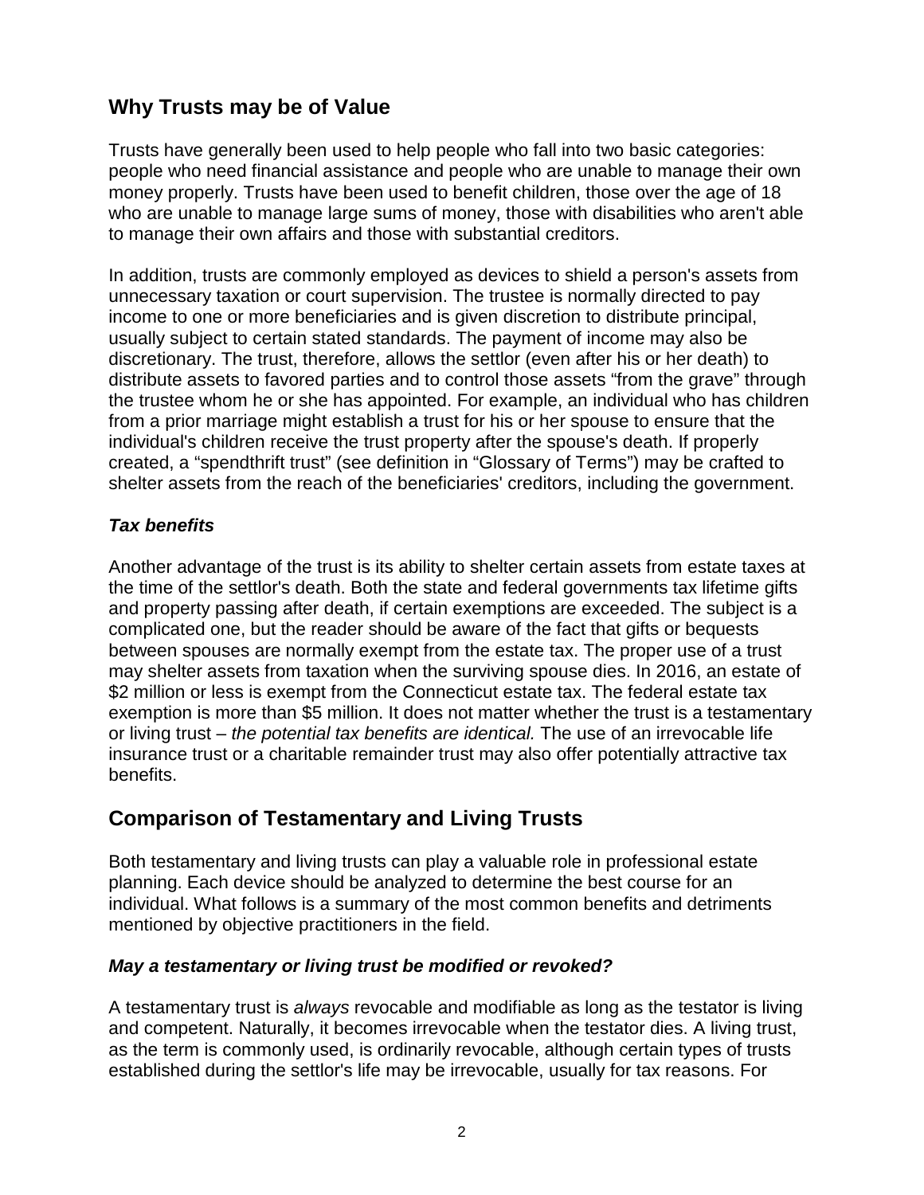## Why Trusts may be of Value

Trusts have generally been used to help people who fall into two basic categories: people who need financial assistance and people who are unable to manage their own money properly. Trusts have been used to benefit children, those over the age of 18 who are unable to manage large sums of money, those with disabilities who aren't able to manage their own affairs and those with substantial creditors.

In addition, trusts are commonly employed as devices to shield a person's assets from unnecessary taxation or court supervision. The trustee is normally directed to pay income to one or more beneficiaries and is given discretion to distribute principal, usually subject to certain stated standards. The payment of income may also be discretionary. The trust, therefore, allows the settlor (even after his or her death) to distribute assets to favored parties and to control those assets "from the grave" through the trustee whom he or she has appointed. For example, an individual who has children from a prior marriage might establish a trust for his or her spouse to ensure that the individual's children receive the trust property after the spouse's death. If properly created, a "spendthrift trust" (see definition in "Glossary of Terms") may be crafted to shelter assets from the reach of the beneficiaries' creditors, including the government.

### *Tax benefits*

Another advantage of the trust is its ability to shelter certain assets from estate taxes at the time of the settlor's death. Both the state and federal governments tax lifetime gifts and property passing after death, if certain exemptions are exceeded. The subject is a complicated one, but the reader should be aware of the fact that gifts or bequests between spouses are normally exempt from the estate tax. The proper use of a trust may shelter assets from taxation when the surviving spouse dies. In 2016, an estate of $2 million or less is exempt from the Connecticut estate tax. The federal estate tax exemption is more than $5 million. It does not matter whether the trust is a testamentary or living trust – *the potential tax benefits are identical.* The use of an irrevocable life insurance trust or a charitable remainder trust may also offer potentially attractive tax benefits.

## Comparison of Testamentary and Living Trusts

Both testamentary and living trusts can play a valuable role in professional estate planning. Each device should be analyzed to determine the best course for an individual. What follows is a summary of the most common benefits and detriments mentioned by objective practitioners in the field.

### *May a testamentary or living trust be modified or revoked?*

A testamentary trust is *always* revocable and modifiable as long as the testator is living and competent. Naturally, it becomes irrevocable when the testator dies. A living trust, as the term is commonly used, is ordinarily revocable, although certain types of trusts established during the settlor's life may be irrevocable, usually for tax reasons. For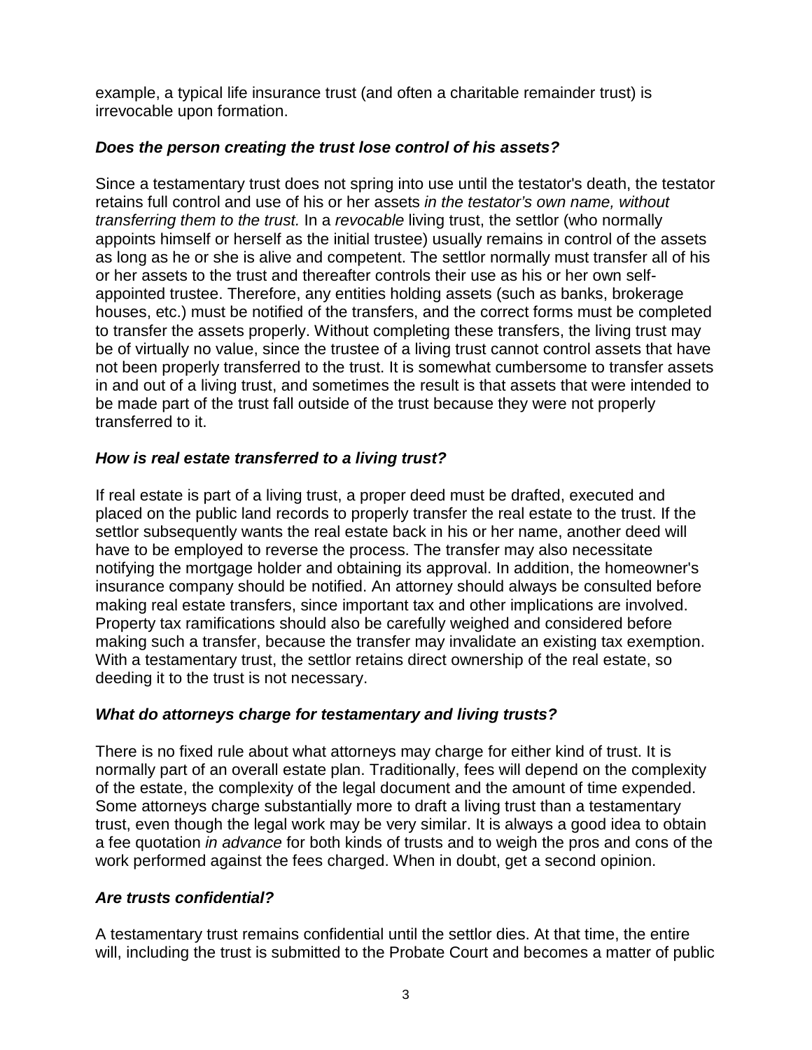example, a typical life insurance trust (and often a charitable remainder trust) is irrevocable upon formation.

### *Does the person creating the trust lose control of his assets?*

Since a testamentary trust does not spring into use until the testator's death, the testator retains full control and use of his or her assets *in the testator's own name, without transferring them to the trust.* In a *revocable* living trust, the settlor (who normally appoints himself or herself as the initial trustee) usually remains in control of the assets as long as he or she is alive and competent. The settlor normally must transfer all of his or her assets to the trust and thereafter controls their use as his or her own self-appointed trustee. Therefore, any entities holding assets (such as banks, brokerage houses, etc.) must be notified of the transfers, and the correct forms must be completed to transfer the assets properly. Without completing these transfers, the living trust may be of virtually no value, since the trustee of a living trust cannot control assets that have not been properly transferred to the trust. It is somewhat cumbersome to transfer assets in and out of a living trust, and sometimes the result is that assets that were intended to be made part of the trust fall outside of the trust because they were not properly transferred to it.

### *How is real estate transferred to a living trust?*

If real estate is part of a living trust, a proper deed must be drafted, executed and placed on the public land records to properly transfer the real estate to the trust. If the settlor subsequently wants the real estate back in his or her name, another deed will have to be employed to reverse the process. The transfer may also necessitate notifying the mortgage holder and obtaining its approval. In addition, the homeowner's insurance company should be notified. An attorney should always be consulted before making real estate transfers, since important tax and other implications are involved. Property tax ramifications should also be carefully weighed and considered before making such a transfer, because the transfer may invalidate an existing tax exemption. With a testamentary trust, the settlor retains direct ownership of the real estate, so deeding it to the trust is not necessary.

### *What do attorneys charge for testamentary and living trusts?*

There is no fixed rule about what attorneys may charge for either kind of trust. It is normally part of an overall estate plan. Traditionally, fees will depend on the complexity of the estate, the complexity of the legal document and the amount of time expended. Some attorneys charge substantially more to draft a living trust than a testamentary trust, even though the legal work may be very similar. It is always a good idea to obtain a fee quotation *in advance* for both kinds of trusts and to weigh the pros and cons of the work performed against the fees charged. When in doubt, get a second opinion.

### *Are trusts confidential?*

A testamentary trust remains confidential until the settlor dies. At that time, the entire will, including the trust is submitted to the Probate Court and becomes a matter of public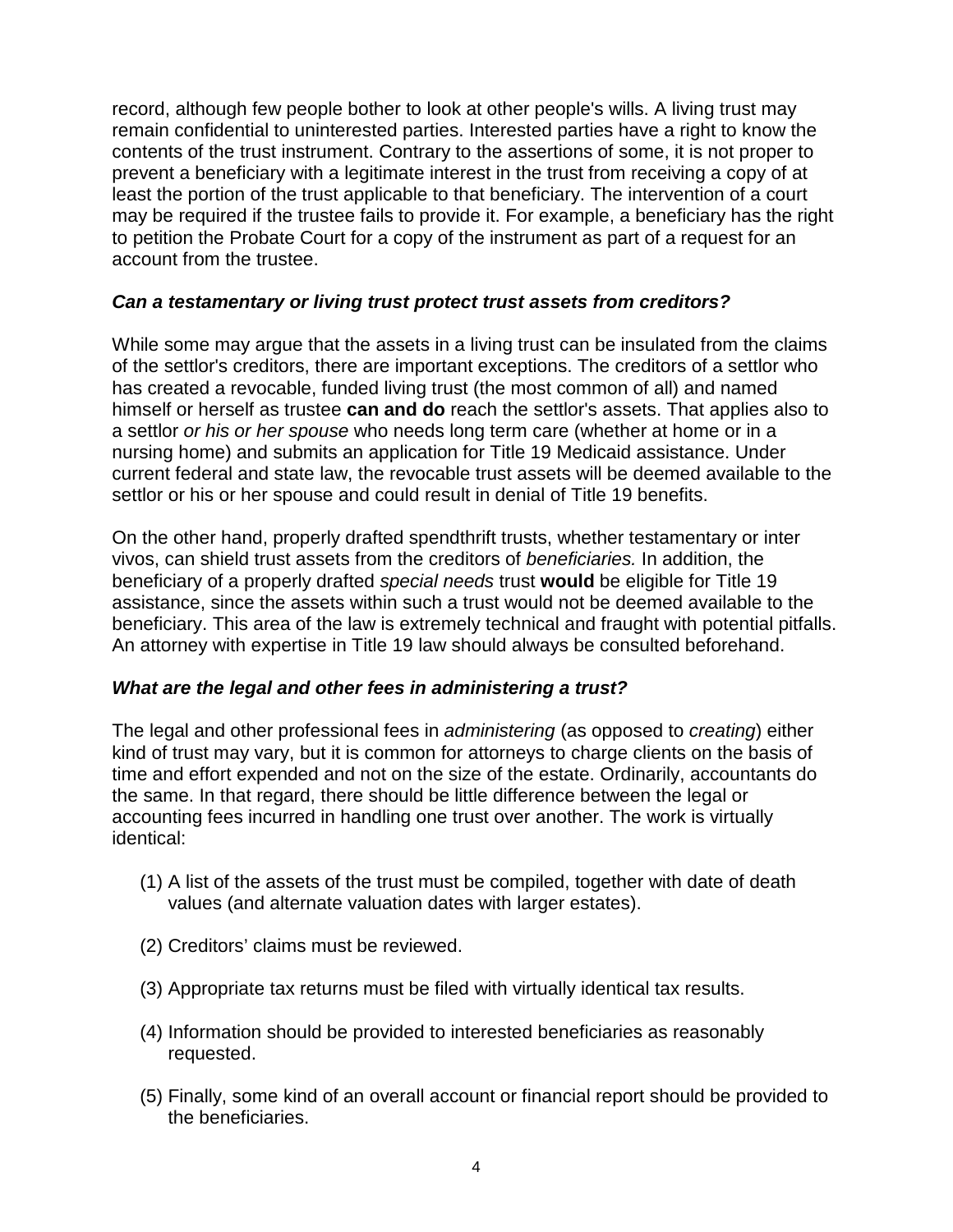record, although few people bother to look at other people's wills. A living trust may remain confidential to uninterested parties. Interested parties have a right to know the contents of the trust instrument. Contrary to the assertions of some, it is not proper to prevent a beneficiary with a legitimate interest in the trust from receiving a copy of at least the portion of the trust applicable to that beneficiary. The intervention of a court may be required if the trustee fails to provide it. For example, a beneficiary has the right to petition the Probate Court for a copy of the instrument as part of a request for an account from the trustee.

### ***Can a testamentary or living trust protect trust assets from creditors?***

While some may argue that the assets in a living trust can be insulated from the claims of the settlor's creditors, there are important exceptions. The creditors of a settlor who has created a revocable, funded living trust (the most common of all) and named himself or herself as trustee **can and do** reach the settlor's assets. That applies also to a settlor *or his or her spouse* who needs long term care (whether at home or in a nursing home) and submits an application for Title 19 Medicaid assistance. Under current federal and state law, the revocable trust assets will be deemed available to the settlor or his or her spouse and could result in denial of Title 19 benefits.

On the other hand, properly drafted spendthrift trusts, whether testamentary or inter vivos, can shield trust assets from the creditors of *beneficiaries.* In addition, the beneficiary of a properly drafted *special needs* trust **would** be eligible for Title 19 assistance, since the assets within such a trust would not be deemed available to the beneficiary. This area of the law is extremely technical and fraught with potential pitfalls. An attorney with expertise in Title 19 law should always be consulted beforehand.

### ***What are the legal and other fees in administering a trust?***

The legal and other professional fees in *administering* (as opposed to *creating*) either kind of trust may vary, but it is common for attorneys to charge clients on the basis of time and effort expended and not on the size of the estate. Ordinarily, accountants do the same. In that regard, there should be little difference between the legal or accounting fees incurred in handling one trust over another. The work is virtually identical:

(1) A list of the assets of the trust must be compiled, together with date of death values (and alternate valuation dates with larger estates).

(2) Creditors' claims must be reviewed.

(3) Appropriate tax returns must be filed with virtually identical tax results.

(4) Information should be provided to interested beneficiaries as reasonably requested.

(5) Finally, some kind of an overall account or financial report should be provided to the beneficiaries.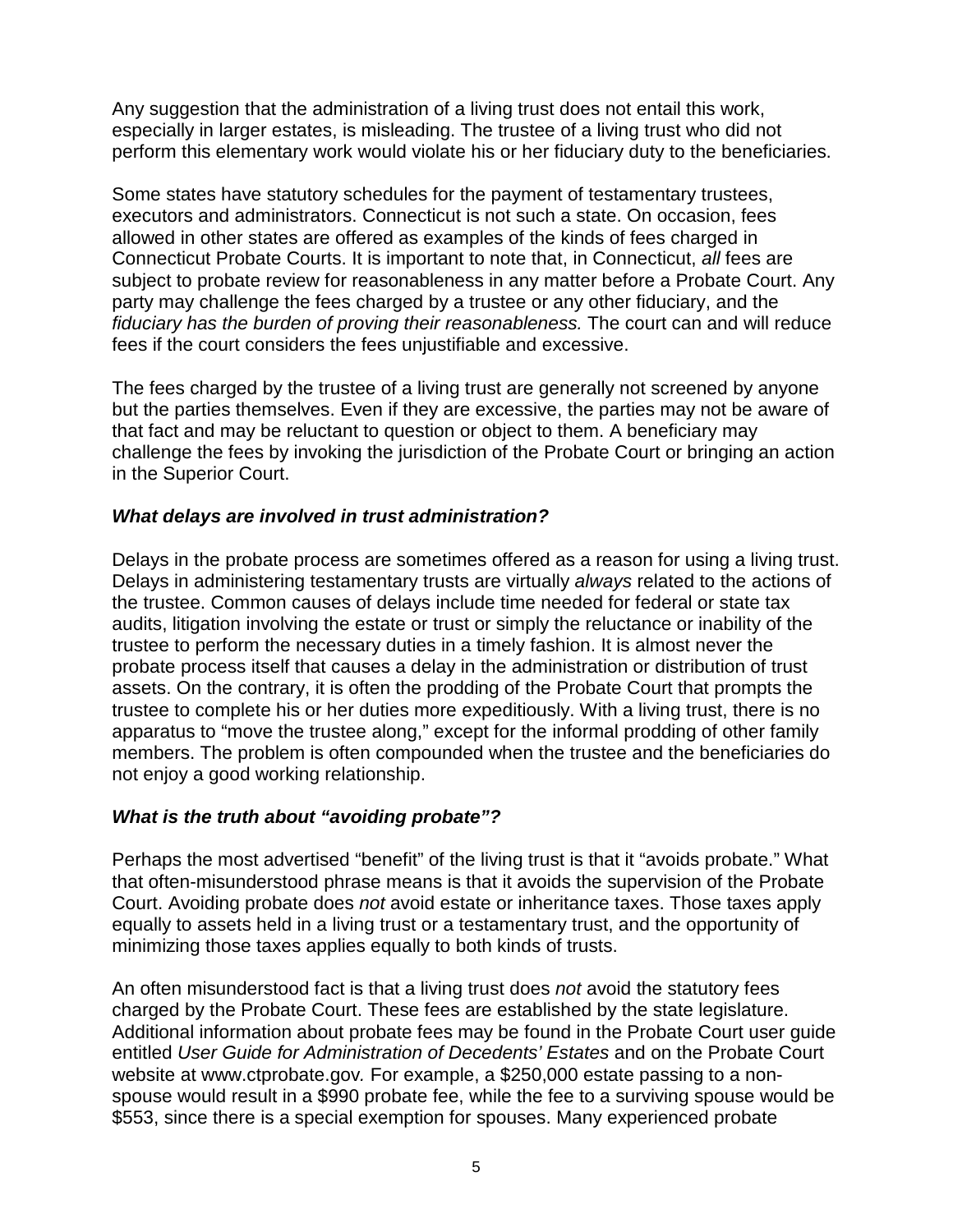Any suggestion that the administration of a living trust does not entail this work, especially in larger estates, is misleading. The trustee of a living trust who did not perform this elementary work would violate his or her fiduciary duty to the beneficiaries.

Some states have statutory schedules for the payment of testamentary trustees, executors and administrators. Connecticut is not such a state. On occasion, fees allowed in other states are offered as examples of the kinds of fees charged in Connecticut Probate Courts. It is important to note that, in Connecticut, *all* fees are subject to probate review for reasonableness in any matter before a Probate Court. Any party may challenge the fees charged by a trustee or any other fiduciary, and the *fiduciary has the burden of proving their reasonableness.* The court can and will reduce fees if the court considers the fees unjustifiable and excessive.

The fees charged by the trustee of a living trust are generally not screened by anyone but the parties themselves. Even if they are excessive, the parties may not be aware of that fact and may be reluctant to question or object to them. A beneficiary may challenge the fees by invoking the jurisdiction of the Probate Court or bringing an action in the Superior Court.

### *What delays are involved in trust administration?*

Delays in the probate process are sometimes offered as a reason for using a living trust. Delays in administering testamentary trusts are virtually *always* related to the actions of the trustee. Common causes of delays include time needed for federal or state tax audits, litigation involving the estate or trust or simply the reluctance or inability of the trustee to perform the necessary duties in a timely fashion. It is almost never the probate process itself that causes a delay in the administration or distribution of trust assets. On the contrary, it is often the prodding of the Probate Court that prompts the trustee to complete his or her duties more expeditiously. With a living trust, there is no apparatus to "move the trustee along," except for the informal prodding of other family members. The problem is often compounded when the trustee and the beneficiaries do not enjoy a good working relationship.

### *What is the truth about "avoiding probate"?*

Perhaps the most advertised "benefit" of the living trust is that it "avoids probate." What that often-misunderstood phrase means is that it avoids the supervision of the Probate Court. Avoiding probate does *not* avoid estate or inheritance taxes. Those taxes apply equally to assets held in a living trust or a testamentary trust, and the opportunity of minimizing those taxes applies equally to both kinds of trusts.

An often misunderstood fact is that a living trust does *not* avoid the statutory fees charged by the Probate Court. These fees are established by the state legislature. Additional information about probate fees may be found in the Probate Court user guide entitled *User Guide for Administration of Decedents' Estates* and on the Probate Court website at www.ctprobate.gov. For example, a $250,000 estate passing to a non-spouse would result in a $990 probate fee, while the fee to a surviving spouse would be $553, since there is a special exemption for spouses. Many experienced probate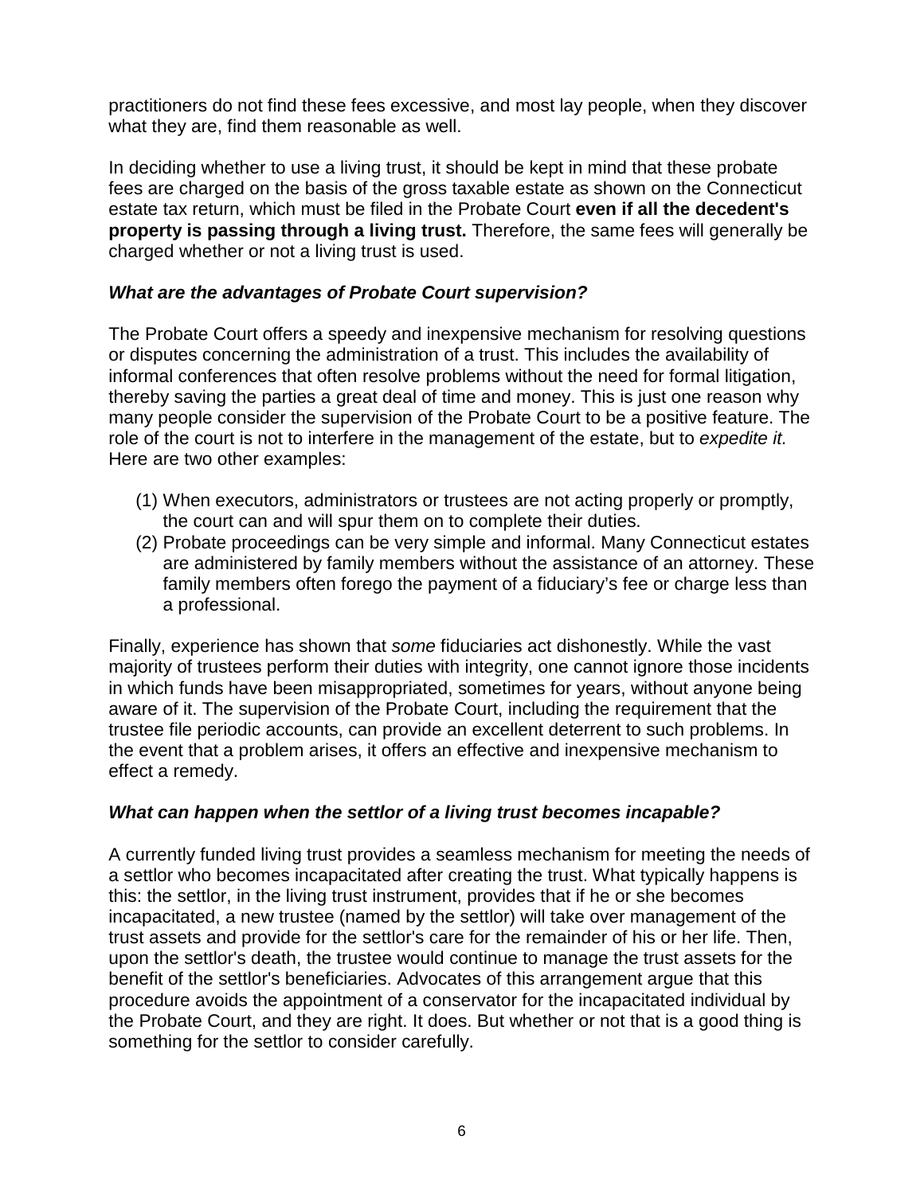practitioners do not find these fees excessive, and most lay people, when they discover what they are, find them reasonable as well.

In deciding whether to use a living trust, it should be kept in mind that these probate fees are charged on the basis of the gross taxable estate as shown on the Connecticut estate tax return, which must be filed in the Probate Court **even if all the decedent's property is passing through a living trust.** Therefore, the same fees will generally be charged whether or not a living trust is used.

### *What are the advantages of Probate Court supervision?*

The Probate Court offers a speedy and inexpensive mechanism for resolving questions or disputes concerning the administration of a trust. This includes the availability of informal conferences that often resolve problems without the need for formal litigation, thereby saving the parties a great deal of time and money. This is just one reason why many people consider the supervision of the Probate Court to be a positive feature. The role of the court is not to interfere in the management of the estate, but to *expedite it.* Here are two other examples:

(1) When executors, administrators or trustees are not acting properly or promptly, the court can and will spur them on to complete their duties.

(2) Probate proceedings can be very simple and informal. Many Connecticut estates are administered by family members without the assistance of an attorney. These family members often forego the payment of a fiduciary's fee or charge less than a professional.

Finally, experience has shown that *some* fiduciaries act dishonestly. While the vast majority of trustees perform their duties with integrity, one cannot ignore those incidents in which funds have been misappropriated, sometimes for years, without anyone being aware of it. The supervision of the Probate Court, including the requirement that the trustee file periodic accounts, can provide an excellent deterrent to such problems. In the event that a problem arises, it offers an effective and inexpensive mechanism to effect a remedy.

### *What can happen when the settlor of a living trust becomes incapable?*

A currently funded living trust provides a seamless mechanism for meeting the needs of a settlor who becomes incapacitated after creating the trust. What typically happens is this: the settlor, in the living trust instrument, provides that if he or she becomes incapacitated, a new trustee (named by the settlor) will take over management of the trust assets and provide for the settlor's care for the remainder of his or her life. Then, upon the settlor's death, the trustee would continue to manage the trust assets for the benefit of the settlor's beneficiaries. Advocates of this arrangement argue that this procedure avoids the appointment of a conservator for the incapacitated individual by the Probate Court, and they are right. It does. But whether or not that is a good thing is something for the settlor to consider carefully.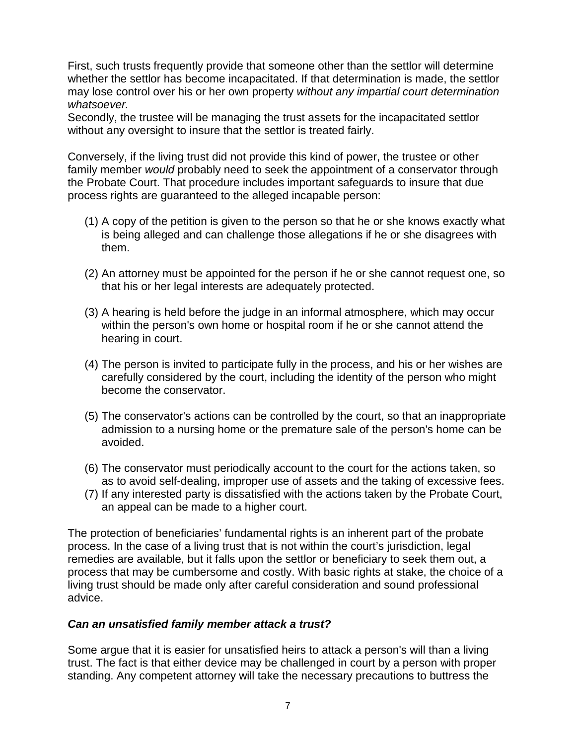First, such trusts frequently provide that someone other than the settlor will determine whether the settlor has become incapacitated. If that determination is made, the settlor may lose control over his or her own property *without any impartial court determination whatsoever.*

Secondly, the trustee will be managing the trust assets for the incapacitated settlor without any oversight to insure that the settlor is treated fairly.

Conversely, if the living trust did not provide this kind of power, the trustee or other family member *would* probably need to seek the appointment of a conservator through the Probate Court. That procedure includes important safeguards to insure that due process rights are guaranteed to the alleged incapable person:

(1) A copy of the petition is given to the person so that he or she knows exactly what is being alleged and can challenge those allegations if he or she disagrees with them.

(2) An attorney must be appointed for the person if he or she cannot request one, so that his or her legal interests are adequately protected.

(3) A hearing is held before the judge in an informal atmosphere, which may occur within the person's own home or hospital room if he or she cannot attend the hearing in court.

(4) The person is invited to participate fully in the process, and his or her wishes are carefully considered by the court, including the identity of the person who might become the conservator.

(5) The conservator's actions can be controlled by the court, so that an inappropriate admission to a nursing home or the premature sale of the person's home can be avoided.

(6) The conservator must periodically account to the court for the actions taken, so as to avoid self-dealing, improper use of assets and the taking of excessive fees.

(7) If any interested party is dissatisfied with the actions taken by the Probate Court, an appeal can be made to a higher court.

The protection of beneficiaries' fundamental rights is an inherent part of the probate process. In the case of a living trust that is not within the court's jurisdiction, legal remedies are available, but it falls upon the settlor or beneficiary to seek them out, a process that may be cumbersome and costly. With basic rights at stake, the choice of a living trust should be made only after careful consideration and sound professional advice.

### *Can an unsatisfied family member attack a trust?*

Some argue that it is easier for unsatisfied heirs to attack a person's will than a living trust. The fact is that either device may be challenged in court by a person with proper standing. Any competent attorney will take the necessary precautions to buttress the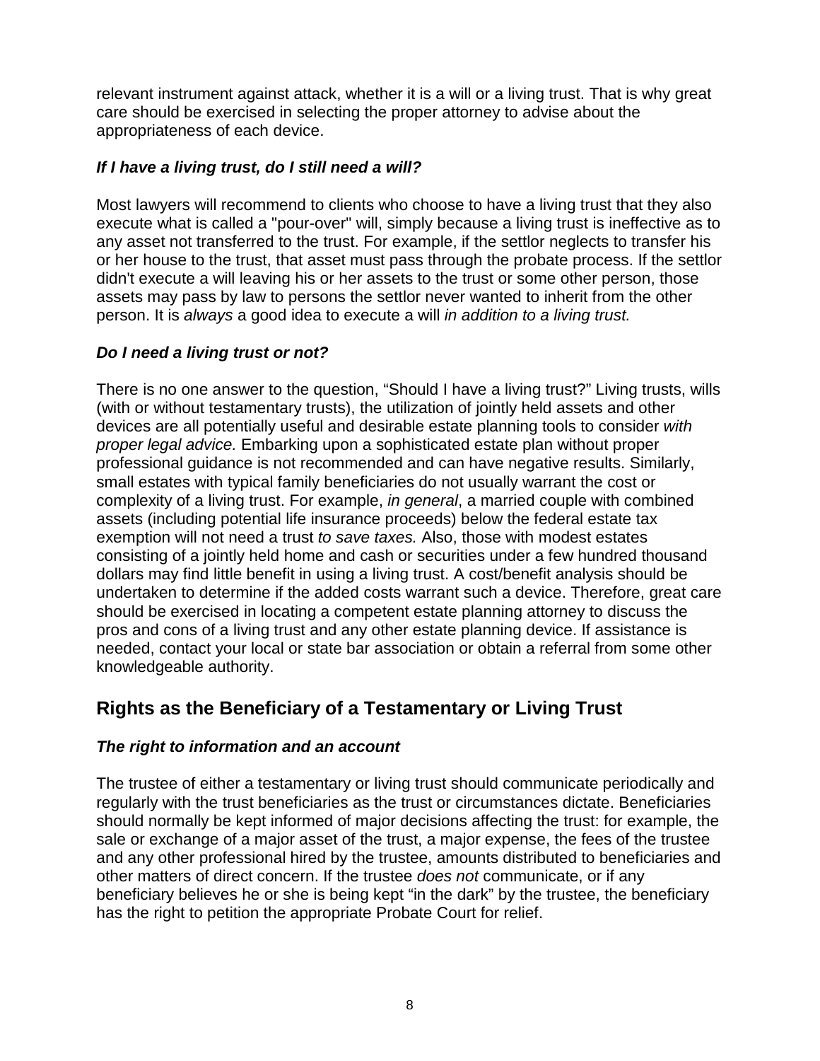relevant instrument against attack, whether it is a will or a living trust. That is why great care should be exercised in selecting the proper attorney to advise about the appropriateness of each device.

### *If I have a living trust, do I still need a will?*

Most lawyers will recommend to clients who choose to have a living trust that they also execute what is called a "pour-over" will, simply because a living trust is ineffective as to any asset not transferred to the trust. For example, if the settlor neglects to transfer his or her house to the trust, that asset must pass through the probate process. If the settlor didn't execute a will leaving his or her assets to the trust or some other person, those assets may pass by law to persons the settlor never wanted to inherit from the other person. It is *always* a good idea to execute a will *in addition to a living trust.*

### *Do I need a living trust or not?*

There is no one answer to the question, "Should I have a living trust?" Living trusts, wills (with or without testamentary trusts), the utilization of jointly held assets and other devices are all potentially useful and desirable estate planning tools to consider *with proper legal advice.* Embarking upon a sophisticated estate plan without proper professional guidance is not recommended and can have negative results. Similarly, small estates with typical family beneficiaries do not usually warrant the cost or complexity of a living trust. For example, *in general*, a married couple with combined assets (including potential life insurance proceeds) below the federal estate tax exemption will not need a trust *to save taxes.* Also, those with modest estates consisting of a jointly held home and cash or securities under a few hundred thousand dollars may find little benefit in using a living trust. A cost/benefit analysis should be undertaken to determine if the added costs warrant such a device. Therefore, great care should be exercised in locating a competent estate planning attorney to discuss the pros and cons of a living trust and any other estate planning device. If assistance is needed, contact your local or state bar association or obtain a referral from some other knowledgeable authority.

## Rights as the Beneficiary of a Testamentary or Living Trust

### *The right to information and an account*

The trustee of either a testamentary or living trust should communicate periodically and regularly with the trust beneficiaries as the trust or circumstances dictate. Beneficiaries should normally be kept informed of major decisions affecting the trust: for example, the sale or exchange of a major asset of the trust, a major expense, the fees of the trustee and any other professional hired by the trustee, amounts distributed to beneficiaries and other matters of direct concern. If the trustee *does not* communicate, or if any beneficiary believes he or she is being kept "in the dark" by the trustee, the beneficiary has the right to petition the appropriate Probate Court for relief.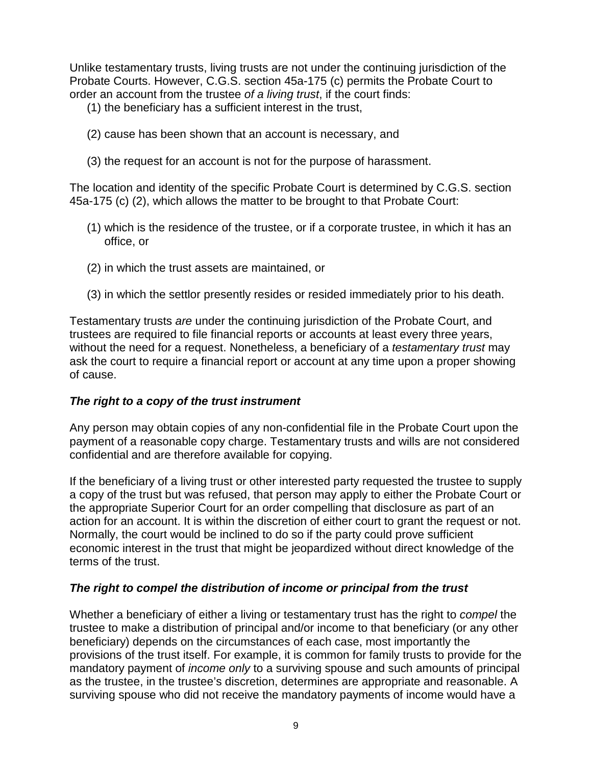Unlike testamentary trusts, living trusts are not under the continuing jurisdiction of the Probate Courts. However, C.G.S. section 45a-175 (c) permits the Probate Court to order an account from the trustee *of a living trust*, if the court finds:

(1) the beneficiary has a sufficient interest in the trust,

(2) cause has been shown that an account is necessary, and

(3) the request for an account is not for the purpose of harassment.

The location and identity of the specific Probate Court is determined by C.G.S. section 45a-175 (c) (2), which allows the matter to be brought to that Probate Court:

(1) which is the residence of the trustee, or if a corporate trustee, in which it has an office, or

(2) in which the trust assets are maintained, or

(3) in which the settlor presently resides or resided immediately prior to his death.

Testamentary trusts *are* under the continuing jurisdiction of the Probate Court, and trustees are required to file financial reports or accounts at least every three years, without the need for a request. Nonetheless, a beneficiary of a *testamentary trust* may ask the court to require a financial report or account at any time upon a proper showing of cause.

### *The right to a copy of the trust instrument*

Any person may obtain copies of any non-confidential file in the Probate Court upon the payment of a reasonable copy charge. Testamentary trusts and wills are not considered confidential and are therefore available for copying.

If the beneficiary of a living trust or other interested party requested the trustee to supply a copy of the trust but was refused, that person may apply to either the Probate Court or the appropriate Superior Court for an order compelling that disclosure as part of an action for an account. It is within the discretion of either court to grant the request or not. Normally, the court would be inclined to do so if the party could prove sufficient economic interest in the trust that might be jeopardized without direct knowledge of the terms of the trust.

### *The right to compel the distribution of income or principal from the trust*

Whether a beneficiary of either a living or testamentary trust has the right to *compel* the trustee to make a distribution of principal and/or income to that beneficiary (or any other beneficiary) depends on the circumstances of each case, most importantly the provisions of the trust itself. For example, it is common for family trusts to provide for the mandatory payment of *income only* to a surviving spouse and such amounts of principal as the trustee, in the trustee's discretion, determines are appropriate and reasonable. A surviving spouse who did not receive the mandatory payments of income would have a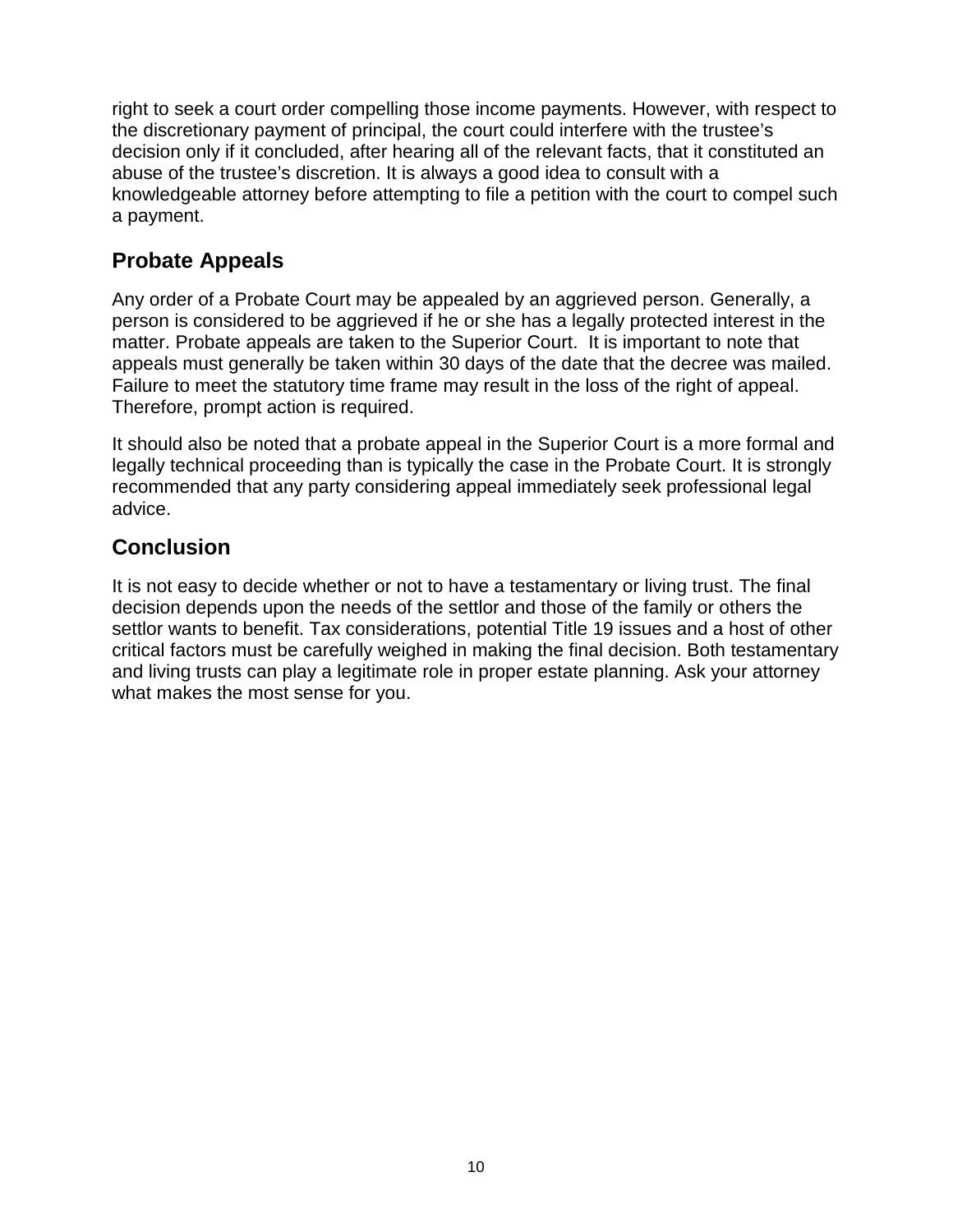right to seek a court order compelling those income payments. However, with respect to the discretionary payment of principal, the court could interfere with the trustee's decision only if it concluded, after hearing all of the relevant facts, that it constituted an abuse of the trustee's discretion. It is always a good idea to consult with a knowledgeable attorney before attempting to file a petition with the court to compel such a payment.

## Probate Appeals

Any order of a Probate Court may be appealed by an aggrieved person. Generally, a person is considered to be aggrieved if he or she has a legally protected interest in the matter. Probate appeals are taken to the Superior Court. It is important to note that appeals must generally be taken within 30 days of the date that the decree was mailed. Failure to meet the statutory time frame may result in the loss of the right of appeal. Therefore, prompt action is required.

It should also be noted that a probate appeal in the Superior Court is a more formal and legally technical proceeding than is typically the case in the Probate Court. It is strongly recommended that any party considering appeal immediately seek professional legal advice.

## Conclusion

It is not easy to decide whether or not to have a testamentary or living trust. The final decision depends upon the needs of the settlor and those of the family or others the settlor wants to benefit. Tax considerations, potential Title 19 issues and a host of other critical factors must be carefully weighed in making the final decision. Both testamentary and living trusts can play a legitimate role in proper estate planning. Ask your attorney what makes the most sense for you.